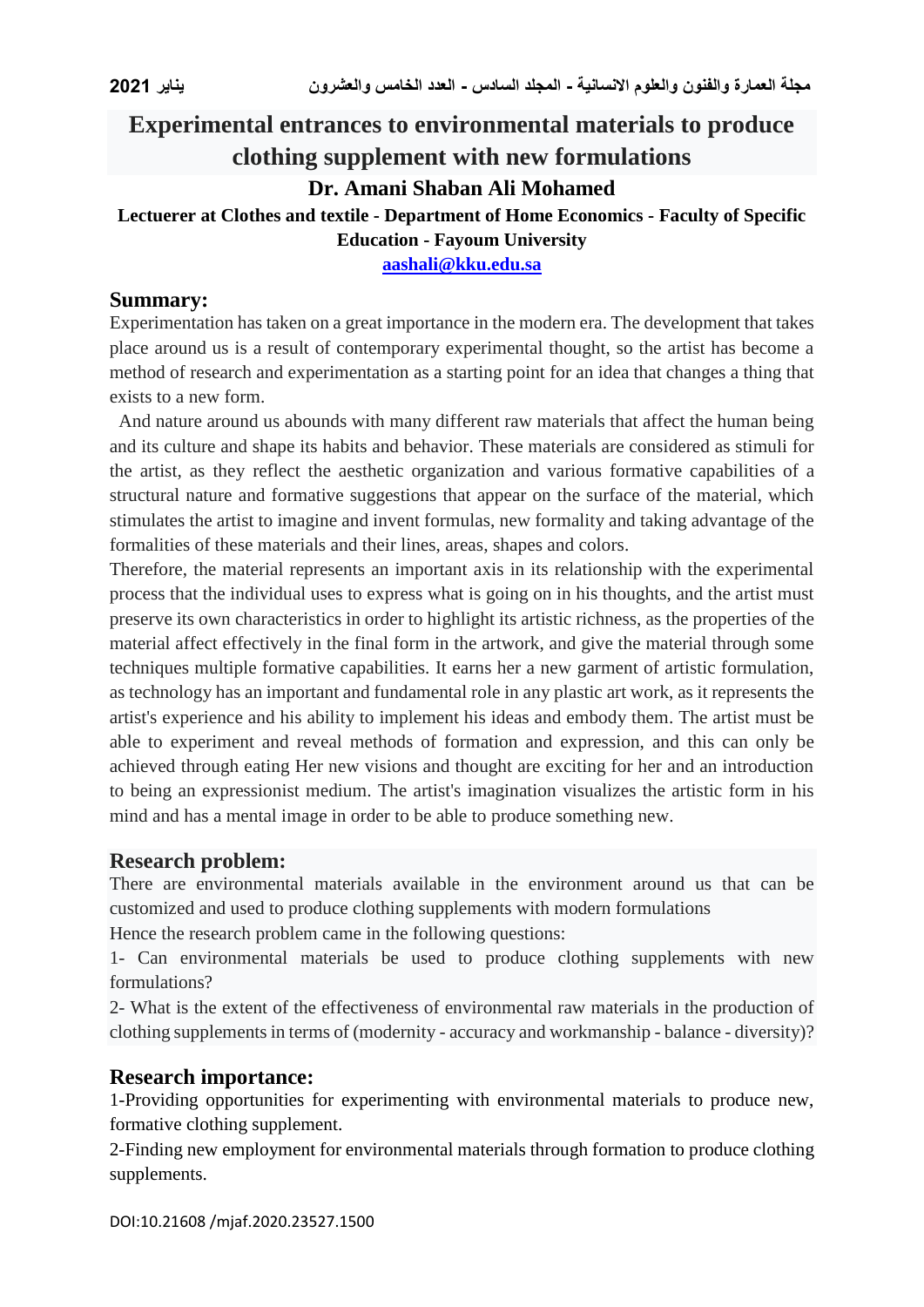# Experimental entrances to environmental materials to produce clothing supplement with new formulations

**Dr. Amani Shaban Ali Mohamed**

**Lectuerer at Clothes and textile - Department of Home Economics - Faculty of Specific Education - Fayoum University**

**aashali@kku.edu.sa**

## Summary:

Experimentation has taken on a great importance in the modern era. The development that takes place around us is a result of contemporary experimental thought, so the artist has become a method of research and experimentation as a starting point for an idea that changes a thing that exists to a new form.

And nature around us abounds with many different raw materials that affect the human being and its culture and shape its habits and behavior. These materials are considered as stimuli for the artist, as they reflect the aesthetic organization and various formative capabilities of a structural nature and formative suggestions that appear on the surface of the material, which stimulates the artist to imagine and invent formulas, new formality and taking advantage of the formalities of these materials and their lines, areas, shapes and colors.

Therefore, the material represents an important axis in its relationship with the experimental process that the individual uses to express what is going on in his thoughts, and the artist must preserve its own characteristics in order to highlight its artistic richness, as the properties of the material affect effectively in the final form in the artwork, and give the material through some techniques multiple formative capabilities. It earns her a new garment of artistic formulation, as technology has an important and fundamental role in any plastic art work, as it represents the artist's experience and his ability to implement his ideas and embody them. The artist must be able to experiment and reveal methods of formation and expression, and this can only be achieved through eating Her new visions and thought are exciting for her and an introduction to being an expressionist medium. The artist's imagination visualizes the artistic form in his mind and has a mental image in order to be able to produce something new.

## Research problem:

There are environmental materials available in the environment around us that can be customized and used to produce clothing supplements with modern formulations

Hence the research problem came in the following questions:

1- Can environmental materials be used to produce clothing supplements with new formulations?

2- What is the extent of the effectiveness of environmental raw materials in the production of clothing supplements in terms of (modernity - accuracy and workmanship - balance - diversity)?

## Research importance:

1-Providing opportunities for experimenting with environmental materials to produce new, formative clothing supplement.

2-Finding new employment for environmental materials through formation to produce clothing supplements.

DOI:10.21608 /mjaf.2020.23527.1500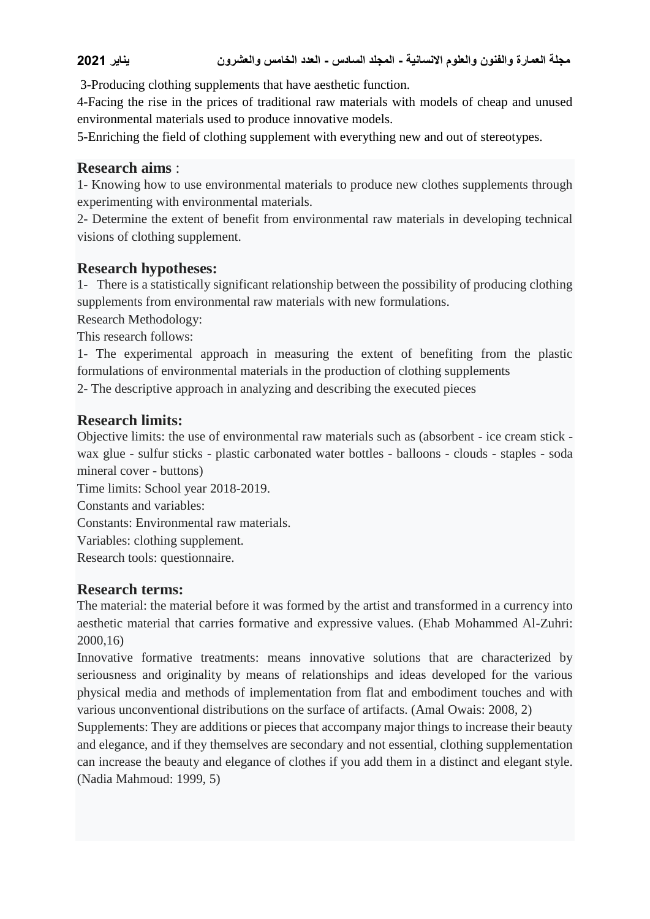3-Producing clothing supplements that have aesthetic function.

4-Facing the rise in the prices of traditional raw materials with models of cheap and unused environmental materials used to produce innovative models.

5-Enriching the field of clothing supplement with everything new and out of stereotypes.

## Research aims :

1- Knowing how to use environmental materials to produce new clothes supplements through experimenting with environmental materials.

2- Determine the extent of benefit from environmental raw materials in developing technical visions of clothing supplement.

## Research hypotheses:

1- There is a statistically significant relationship between the possibility of producing clothing supplements from environmental raw materials with new formulations.

Research Methodology:

This research follows:

1- The experimental approach in measuring the extent of benefiting from the plastic formulations of environmental materials in the production of clothing supplements

2- The descriptive approach in analyzing and describing the executed pieces

## Research limits:

Objective limits: the use of environmental raw materials such as (absorbent - ice cream stick - wax glue - sulfur sticks - plastic carbonated water bottles - balloons - clouds - staples - soda mineral cover - buttons)

Time limits: School year 2018-2019.

Constants and variables:

Constants: Environmental raw materials.

Variables: clothing supplement.

Research tools: questionnaire.

## Research terms:

The material: the material before it was formed by the artist and transformed in a currency into aesthetic material that carries formative and expressive values. (Ehab Mohammed Al-Zuhri: 2000,16)

Innovative formative treatments: means innovative solutions that are characterized by seriousness and originality by means of relationships and ideas developed for the various physical media and methods of implementation from flat and embodiment touches and with various unconventional distributions on the surface of artifacts. (Amal Owais: 2008, 2)

Supplements: They are additions or pieces that accompany major things to increase their beauty and elegance, and if they themselves are secondary and not essential, clothing supplementation can increase the beauty and elegance of clothes if you add them in a distinct and elegant style. (Nadia Mahmoud: 1999, 5)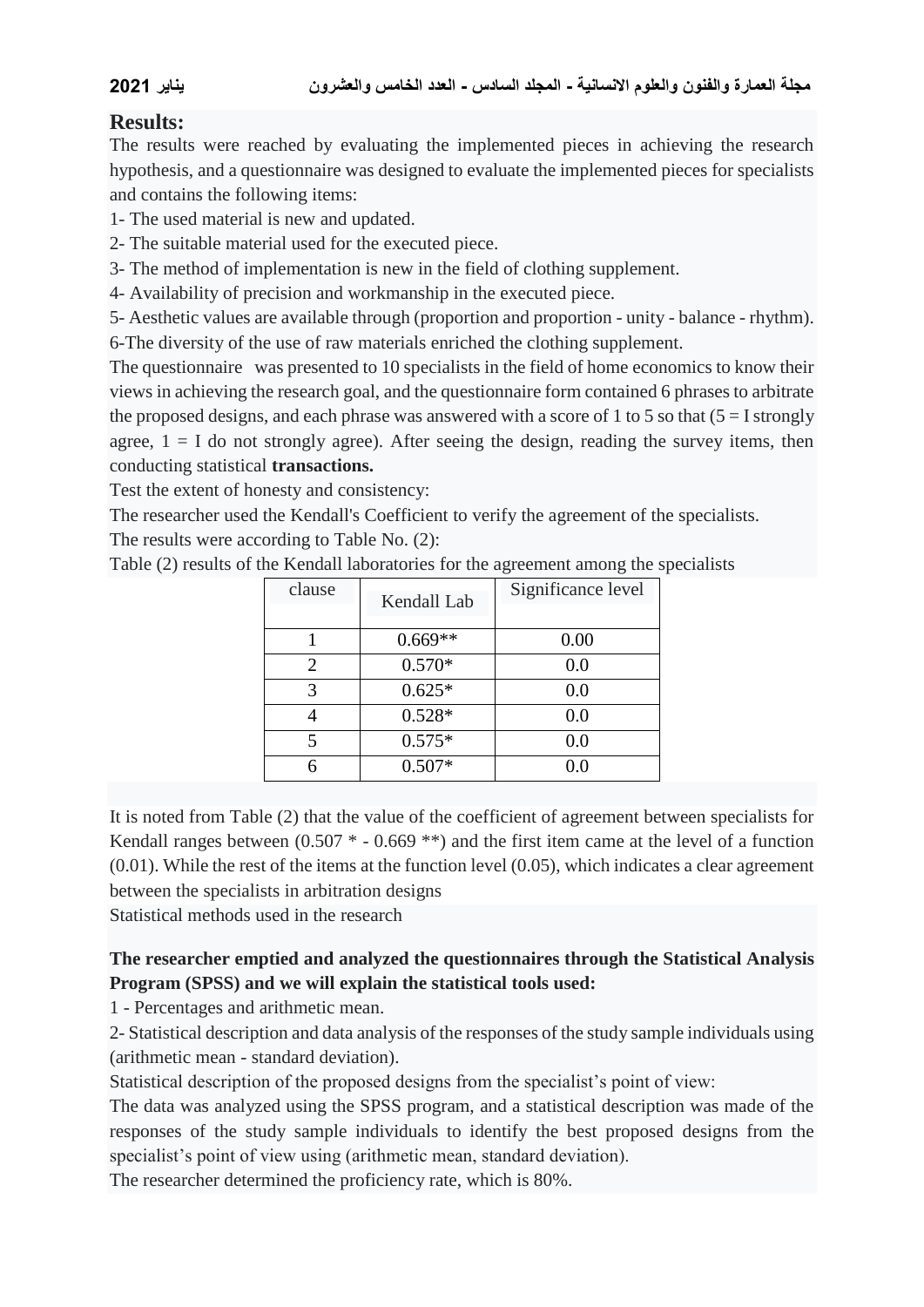## Results:

The results were reached by evaluating the implemented pieces in achieving the research hypothesis, and a questionnaire was designed to evaluate the implemented pieces for specialists and contains the following items:

1- The used material is new and updated.

2- The suitable material used for the executed piece.

3- The method of implementation is new in the field of clothing supplement.

4- Availability of precision and workmanship in the executed piece.

5- Aesthetic values are available through (proportion and proportion - unity - balance - rhythm).

6-The diversity of the use of raw materials enriched the clothing supplement.

The questionnaire was presented to 10 specialists in the field of home economics to know their views in achieving the research goal, and the questionnaire form contained 6 phrases to arbitrate the proposed designs, and each phrase was answered with a score of 1 to 5 so that (5 = I strongly agree, 1 = I do not strongly agree). After seeing the design, reading the survey items, then conducting statistical **transactions.**

Test the extent of honesty and consistency:

The researcher used the Kendall's Coefficient to verify the agreement of the specialists.

The results were according to Table No. (2):

Table (2) results of the Kendall laboratories for the agreement among the specialists

| clause | Kendall Lab | Significance level |
|---|---|---|
| 1 | 0.669** | 0.00 |
| 2 | 0.570* | 0.0 |
| 3 | 0.625* | 0.0 |
| 4 | 0.528* | 0.0 |
| 5 | 0.575* | 0.0 |
| 6 | 0.507* | 0.0 |

It is noted from Table (2) that the value of the coefficient of agreement between specialists for Kendall ranges between (0.507 * - 0.669 **) and the first item came at the level of a function (0.01). While the rest of the items at the function level (0.05), which indicates a clear agreement between the specialists in arbitration designs

Statistical methods used in the research

**The researcher emptied and analyzed the questionnaires through the Statistical Analysis Program (SPSS) and we will explain the statistical tools used:**

1 - Percentages and arithmetic mean.

2- Statistical description and data analysis of the responses of the study sample individuals using (arithmetic mean - standard deviation).

Statistical description of the proposed designs from the specialist's point of view:

The data was analyzed using the SPSS program, and a statistical description was made of the responses of the study sample individuals to identify the best proposed designs from the specialist's point of view using (arithmetic mean, standard deviation).

The researcher determined the proficiency rate, which is 80%.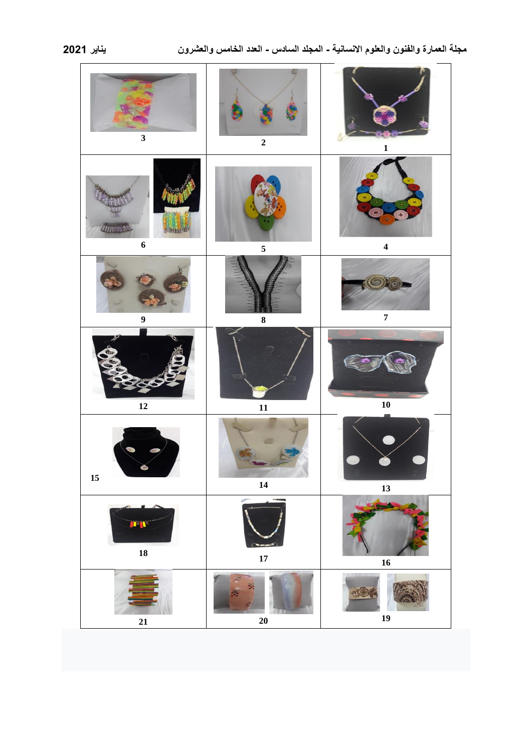| 3 | 2 | 1 |
| --- | --- | --- |
| 6 | 5 | 4 |
| 9 | 8 | 7 |
| 12 | 11 | 10 |
| 15 | 14 | 13 |
| 18 | 17 | 16 |
| 21 | 20 | 19 |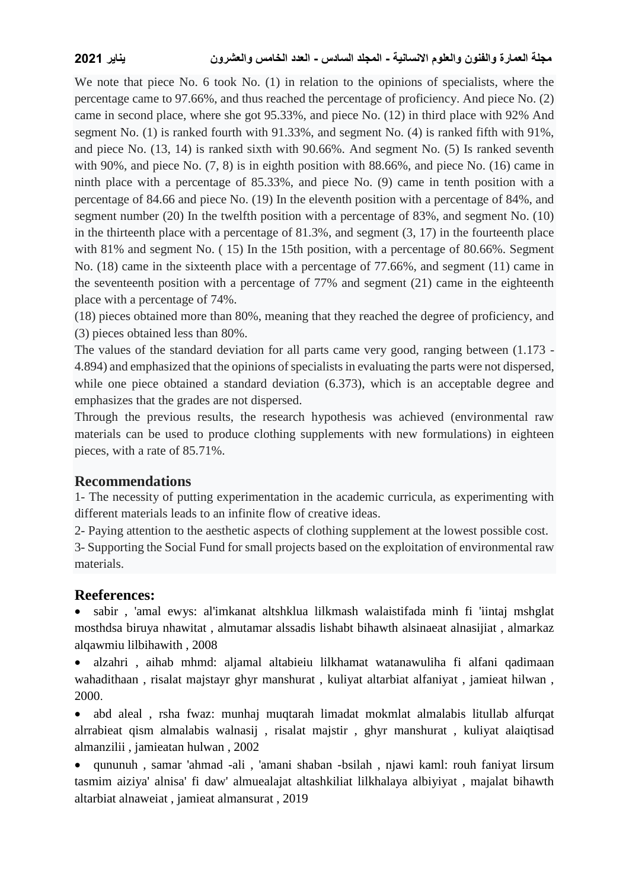We note that piece No. 6 took No. (1) in relation to the opinions of specialists, where the percentage came to 97.66%, and thus reached the percentage of proficiency. And piece No. (2) came in second place, where she got 95.33%, and piece No. (12) in third place with 92% And segment No. (1) is ranked fourth with 91.33%, and segment No. (4) is ranked fifth with 91%, and piece No. (13, 14) is ranked sixth with 90.66%. And segment No. (5) Is ranked seventh with 90%, and piece No. (7, 8) is in eighth position with 88.66%, and piece No. (16) came in ninth place with a percentage of 85.33%, and piece No. (9) came in tenth position with a percentage of 84.66 and piece No. (19) In the eleventh position with a percentage of 84%, and segment number (20) In the twelfth position with a percentage of 83%, and segment No. (10) in the thirteenth place with a percentage of 81.3%, and segment (3, 17) in the fourteenth place with 81% and segment No. ( 15) In the 15th position, with a percentage of 80.66%. Segment No. (18) came in the sixteenth place with a percentage of 77.66%, and segment (11) came in the seventeenth position with a percentage of 77% and segment (21) came in the eighteenth place with a percentage of 74%.

(18) pieces obtained more than 80%, meaning that they reached the degree of proficiency, and (3) pieces obtained less than 80%.

The values of the standard deviation for all parts came very good, ranging between (1.173 - 4.894) and emphasized that the opinions of specialists in evaluating the parts were not dispersed, while one piece obtained a standard deviation (6.373), which is an acceptable degree and emphasizes that the grades are not dispersed.

Through the previous results, the research hypothesis was achieved (environmental raw materials can be used to produce clothing supplements with new formulations) in eighteen pieces, with a rate of 85.71%.

## Recommendations

1- The necessity of putting experimentation in the academic curricula, as experimenting with different materials leads to an infinite flow of creative ideas.

2- Paying attention to the aesthetic aspects of clothing supplement at the lowest possible cost.

3- Supporting the Social Fund for small projects based on the exploitation of environmental raw materials.

## Reeferences:

- sabir , 'amal ewys: al'imkanat altshklua lilkmash walaistifada minh fi 'iintaj mshglat mosthdsa biruya nhawitat , almutamar alssadis lishabt bihawth alsinaeat alnasijiat , almarkaz alqawmiu lilbihawith , 2008
- alzahri , aihab mhmd: aljamal altabieiu lilkhamat watanawuliha fi alfani qadimaan wahadithaan , risalat majstayr ghyr manshurat , kuliyat altarbiat alfaniyat , jamieat hilwan , 2000.
- abd aleal , rsha fwaz: munhaj muqtarah limadat mokmlat almalabis litullab alfurqat alrrabieat qism almalabis walnasij , risalat majstir , ghyr manshurat , kuliyat alaiqtisad almanzilii , jamieatan hulwan , 2002
- qununuh , samar 'ahmad -ali , 'amani shaban -bsilah , njawi kaml: rouh faniyat lirsum tasmim aiziya' alnisa' fi daw' almuealajat altashkiliat lilkhalaya albiyiyat , majalat bihawth altarbiat alnaweiat , jamieat almansurat , 2019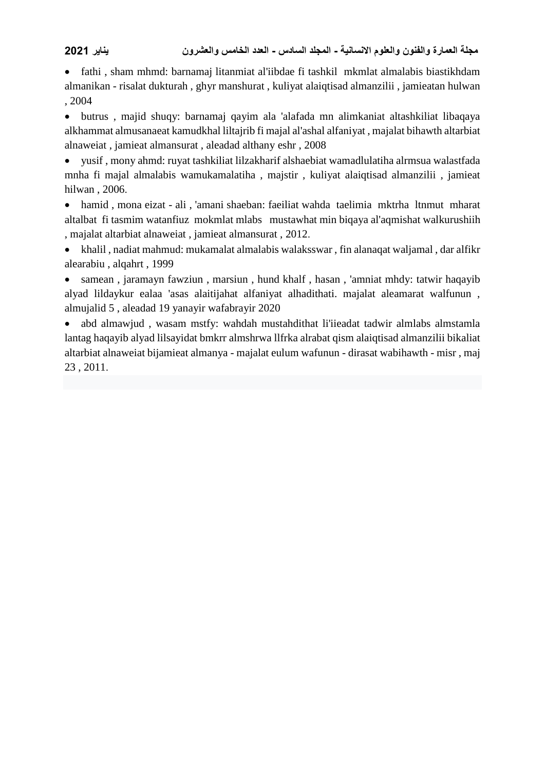- fathi , sham mhmd: barnamaj litanmiat al'iibdae fi tashkil  mkmlat almalabis biastikhdam almanikan - risalat dukturah , ghyr manshurat , kuliyat alaiqtisad almanzilii , jamieatan hulwan , 2004
- butrus , majid shuqy: barnamaj qayim ala 'alafada mn alimkaniat altashkiliat libaqaya alkhammat almusanaeat kamudkhal liltajrib fi majal al'ashal alfaniyat , majalat bihawth altarbiat alnaweiat , jamieat almansurat , aleadad althany eshr , 2008
- yusif , mony ahmd: ruyat tashkiliat lilzakharif alshaebiat wamadlulatiha alrmsua walastfada mnha fi majal almalabis wamukamalatiha , majstir , kuliyat alaiqtisad almanzilii , jamieat hilwan , 2006.
- hamid , mona eizat - ali , 'amani shaeban: faeiliat wahda  taelimia  mktrha  ltnmut  mharat altalbat  fi tasmim watanfiuz  mokmlat mlabs   mustawhat min biqaya al'aqmishat walkurushiih , majalat altarbiat alnaweiat , jamieat almansurat , 2012.
- khalil , nadiat mahmud: mukamalat almalabis walaksswar , fin alanaqat waljamal , dar alfikr alearabiu , alqahrt , 1999
- samean , jaramayn fawziun , marsiun , hund khalf , hasan , 'amniat mhdy: tatwir haqayib alyad lildaykur ealaa 'asas alaitijahat alfaniyat alhadithati. majalat aleamarat walfunun , almujalid 5 , aleadad 19 yanayir wafabrayir 2020
- abd almawjud , wasam mstfy: wahdah mustahdithat li'iieadat tadwir almlabs almstamla lantag haqayib alyad lilsayidat bmkrr almshrwa llfrka alrabat qism alaiqtisad almanzilii bikaliat altarbiat alnaweiat bijamieat almanya - majalat eulum wafunun - dirasat wabihawth - misr , maj 23 , 2011.